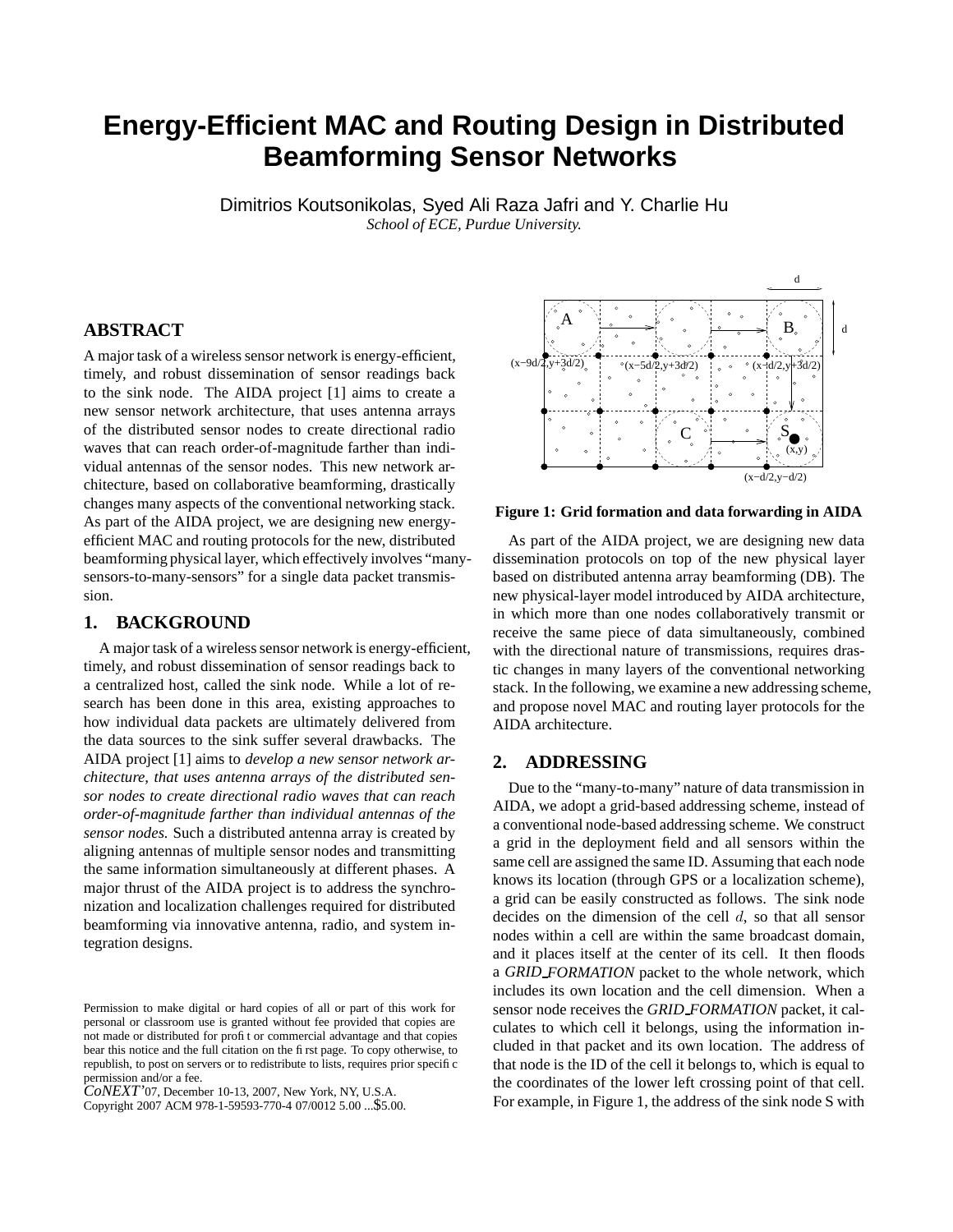# Energy-Efficient MAC and Routing Design in Distributed Beamforming Sensor Networks

Dimitrios Koutsonikolas, Syed Ali Raza Jafri and Y. Charlie Hu
*School of ECE, Purdue University.*

## ABSTRACT

A major task of a wireless sensor network is energy-efficient, timely, and robust dissemination of sensor readings back to the sink node. The AIDA project [1] aims to create a new sensor network architecture, that uses antenna arrays of the distributed sensor nodes to create directional radio waves that can reach order-of-magnitude farther than individual antennas of the sensor nodes. This new network architecture, based on collaborative beamforming, drastically changes many aspects of the conventional networking stack. As part of the AIDA project, we are designing new energy-efficient MAC and routing protocols for the new, distributed beamforming physical layer, which effectively involves "many-sensors-to-many-sensors" for a single data packet transmission.

## 1. BACKGROUND

A major task of a wireless sensor network is energy-efficient, timely, and robust dissemination of sensor readings back to a centralized host, called the sink node. While a lot of research has been done in this area, existing approaches to how individual data packets are ultimately delivered from the data sources to the sink suffer several drawbacks. The AIDA project [1] aims to *develop a new sensor network architecture, that uses antenna arrays of the distributed sensor nodes to create directional radio waves that can reach order-of-magnitude farther than individual antennas of the sensor nodes.* Such a distributed antenna array is created by aligning antennas of multiple sensor nodes and transmitting the same information simultaneously at different phases. A major thrust of the AIDA project is to address the synchronization and localization challenges required for distributed beamforming via innovative antenna, radio, and system integration designs.

Permission to make digital or hard copies of all or part of this work for personal or classroom use is granted without fee provided that copies are not made or distributed for profit or commercial advantage and that copies bear this notice and the full citation on the first page. To copy otherwise, to republish, to post on servers or to redistribute to lists, requires prior specific permission and/or a fee.
*CoNEXT'07*, December 10-13, 2007, New York, NY, U.S.A.
Copyright 2007 ACM 978-1-59593-770-4 07/0012 5.00 ...$5.00.

d
d
A
B
C
S
(x−9d/2,y+3d/2)
(x−5d/2,y+3d/2)
(x−d/2,y+3d/2)
(x,y)
(x−d/2,y−d/2)

**Figure 1: Grid formation and data forwarding in AIDA**

As part of the AIDA project, we are designing new data dissemination protocols on top of the new physical layer based on distributed antenna array beamforming (DB). The new physical-layer model introduced by AIDA architecture, in which more than one nodes collaboratively transmit or receive the same piece of data simultaneously, combined with the directional nature of transmissions, requires drastic changes in many layers of the conventional networking stack. In the following, we examine a new addressing scheme, and propose novel MAC and routing layer protocols for the AIDA architecture.

## 2. ADDRESSING

Due to the "many-to-many" nature of data transmission in AIDA, we adopt a grid-based addressing scheme, instead of a conventional node-based addressing scheme. We construct a grid in the deployment field and all sensors within the same cell are assigned the same ID. Assuming that each node knows its location (through GPS or a localization scheme), a grid can be easily constructed as follows. The sink node decides on the dimension of the cell $d$, so that all sensor nodes within a cell are within the same broadcast domain, and it places itself at the center of its cell. It then floods a *GRID_FORMATION* packet to the whole network, which includes its own location and the cell dimension. When a sensor node receives the *GRID_FORMATION* packet, it calculates to which cell it belongs, using the information included in that packet and its own location. The address of that node is the ID of the cell it belongs to, which is equal to the coordinates of the lower left crossing point of that cell. For example, in Figure 1, the address of the sink node S with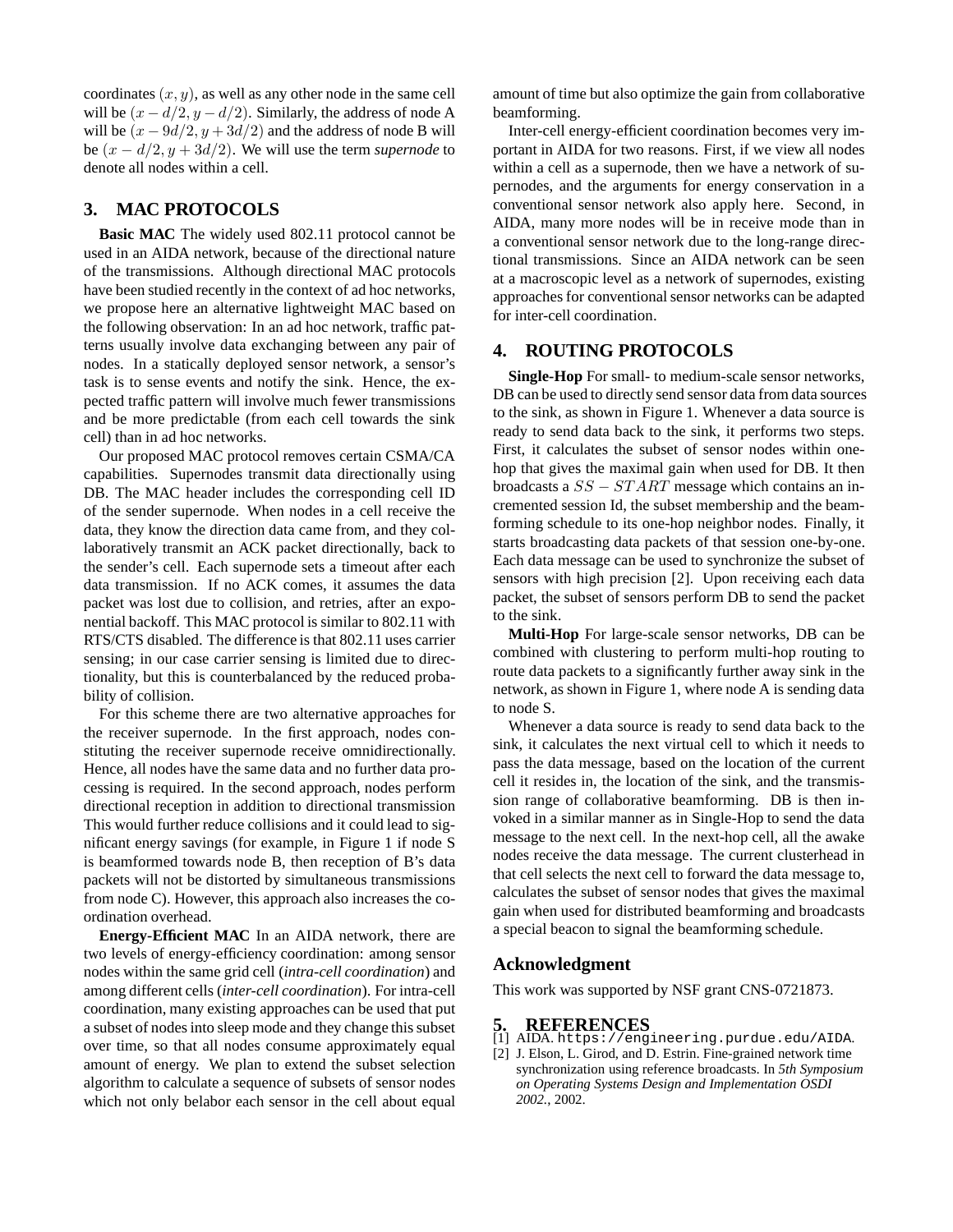coordinates $(x, y)$, as well as any other node in the same cell will be $(x - d/2, y - d/2)$. Similarly, the address of node A will be $(x - 9d/2, y + 3d/2)$ and the address of node B will be $(x - d/2, y + 3d/2)$. We will use the term *supernode* to denote all nodes within a cell.

## 3. MAC PROTOCOLS

**Basic MAC** The widely used 802.11 protocol cannot be used in an AIDA network, because of the directional nature of the transmissions. Although directional MAC protocols have been studied recently in the context of ad hoc networks, we propose here an alternative lightweight MAC based on the following observation: In an ad hoc network, traffic patterns usually involve data exchanging between any pair of nodes. In a statically deployed sensor network, a sensor's task is to sense events and notify the sink. Hence, the expected traffic pattern will involve much fewer transmissions and be more predictable (from each cell towards the sink cell) than in ad hoc networks.

Our proposed MAC protocol removes certain CSMA/CA capabilities. Supernodes transmit data directionally using DB. The MAC header includes the corresponding cell ID of the sender supernode. When nodes in a cell receive the data, they know the direction data came from, and they collaboratively transmit an ACK packet directionally, back to the sender's cell. Each supernode sets a timeout after each data transmission. If no ACK comes, it assumes the data packet was lost due to collision, and retries, after an exponential backoff. This MAC protocol is similar to 802.11 with RTS/CTS disabled. The difference is that 802.11 uses carrier sensing; in our case carrier sensing is limited due to directionality, but this is counterbalanced by the reduced probability of collision.

For this scheme there are two alternative approaches for the receiver supernode. In the first approach, nodes constituting the receiver supernode receive omnidirectionally. Hence, all nodes have the same data and no further data processing is required. In the second approach, nodes perform directional reception in addition to directional transmission This would further reduce collisions and it could lead to significant energy savings (for example, in Figure 1 if node S is beamformed towards node B, then reception of B's data packets will not be distorted by simultaneous transmissions from node C). However, this approach also increases the coordination overhead.

**Energy-Efficient MAC** In an AIDA network, there are two levels of energy-efficiency coordination: among sensor nodes within the same grid cell (*intra-cell coordination*) and among different cells (*inter-cell coordination*). For intra-cell coordination, many existing approaches can be used that put a subset of nodes into sleep mode and they change this subset over time, so that all nodes consume approximately equal amount of energy. We plan to extend the subset selection algorithm to calculate a sequence of subsets of sensor nodes which not only belabor each sensor in the cell about equal amount of time but also optimize the gain from collaborative beamforming.

Inter-cell energy-efficient coordination becomes very important in AIDA for two reasons. First, if we view all nodes within a cell as a supernode, then we have a network of supernodes, and the arguments for energy conservation in a conventional sensor network also apply here. Second, in AIDA, many more nodes will be in receive mode than in a conventional sensor network due to the long-range directional transmissions. Since an AIDA network can be seen at a macroscopic level as a network of supernodes, existing approaches for conventional sensor networks can be adapted for inter-cell coordination.

## 4. ROUTING PROTOCOLS

**Single-Hop** For small- to medium-scale sensor networks, DB can be used to directly send sensor data from data sources to the sink, as shown in Figure 1. Whenever a data source is ready to send data back to the sink, it performs two steps. First, it calculates the subset of sensor nodes within one-hop that gives the maximal gain when used for DB. It then broadcasts a $SS - START$ message which contains an incremented session Id, the subset membership and the beamforming schedule to its one-hop neighbor nodes. Finally, it starts broadcasting data packets of that session one-by-one. Each data message can be used to synchronize the subset of sensors with high precision [2]. Upon receiving each data packet, the subset of sensors perform DB to send the packet to the sink.

**Multi-Hop** For large-scale sensor networks, DB can be combined with clustering to perform multi-hop routing to route data packets to a significantly further away sink in the network, as shown in Figure 1, where node A is sending data to node S.

Whenever a data source is ready to send data back to the sink, it calculates the next virtual cell to which it needs to pass the data message, based on the location of the current cell it resides in, the location of the sink, and the transmission range of collaborative beamforming. DB is then invoked in a similar manner as in Single-Hop to send the data message to the next cell. In the next-hop cell, all the awake nodes receive the data message. The current clusterhead in that cell selects the next cell to forward the data message to, calculates the subset of sensor nodes that gives the maximal gain when used for distributed beamforming and broadcasts a special beacon to signal the beamforming schedule.

## Acknowledgment

This work was supported by NSF grant CNS-0721873.

## 5. REFERENCES

[1] AIDA. https://engineering.purdue.edu/AIDA.

[2] J. Elson, L. Girod, and D. Estrin. Fine-grained network time synchronization using reference broadcasts. In *5th Symposium on Operating Systems Design and Implementation OSDI 2002.*, 2002.